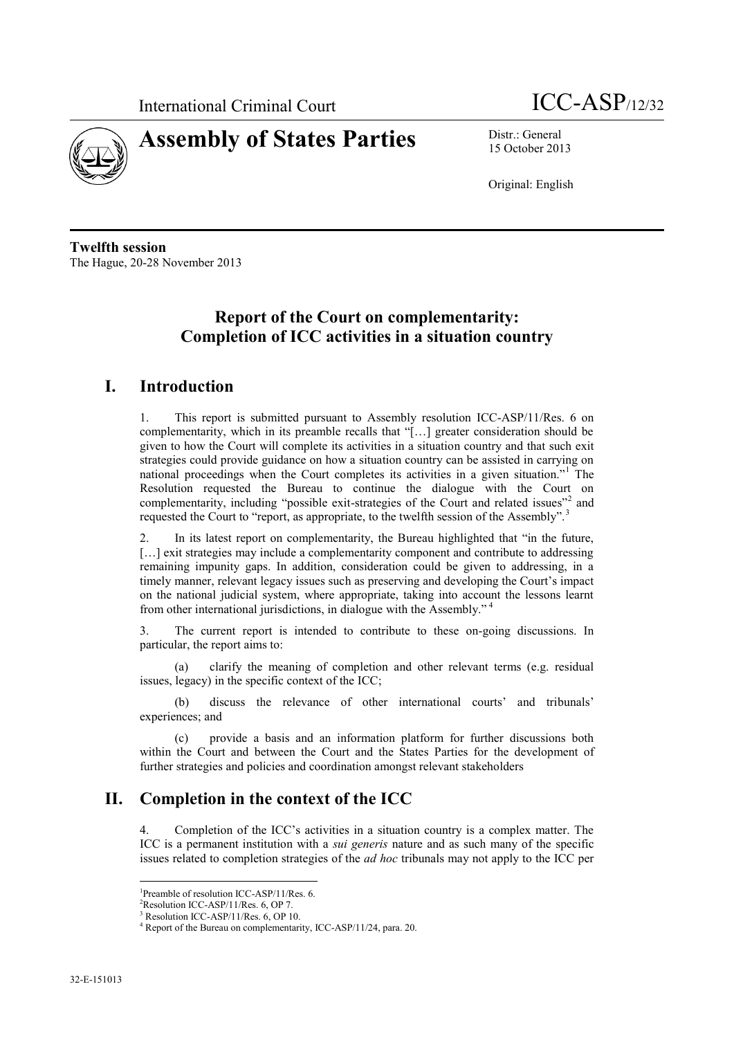International Criminal Court

ICC-ASP/12/32

# Assembly of States Parties

Distr.: General
15 October 2013

Original: English

**Twelfth session**
The Hague, 20-28 November 2013

## Report of the Court on complementarity: Completion of ICC activities in a situation country

## I. Introduction

1. This report is submitted pursuant to Assembly resolution ICC-ASP/11/Res. 6 on complementarity, which in its preamble recalls that "[…] greater consideration should be given to how the Court will complete its activities in a situation country and that such exit strategies could provide guidance on how a situation country can be assisted in carrying on national proceedings when the Court completes its activities in a given situation."[1] The Resolution requested the Bureau to continue the dialogue with the Court on complementarity, including "possible exit-strategies of the Court and related issues"[2] and requested the Court to "report, as appropriate, to the twelfth session of the Assembly".[3]

2. In its latest report on complementarity, the Bureau highlighted that "in the future, […] exit strategies may include a complementarity component and contribute to addressing remaining impunity gaps. In addition, consideration could be given to addressing, in a timely manner, relevant legacy issues such as preserving and developing the Court's impact on the national judicial system, where appropriate, taking into account the lessons learnt from other international jurisdictions, in dialogue with the Assembly."[4]

3. The current report is intended to contribute to these on-going discussions. In particular, the report aims to:

(a) clarify the meaning of completion and other relevant terms (e.g. residual issues, legacy) in the specific context of the ICC;

(b) discuss the relevance of other international courts' and tribunals' experiences; and

(c) provide a basis and an information platform for further discussions both within the Court and between the Court and the States Parties for the development of further strategies and policies and coordination amongst relevant stakeholders

## II. Completion in the context of the ICC

4. Completion of the ICC's activities in a situation country is a complex matter. The ICC is a permanent institution with a *sui generis* nature and as such many of the specific issues related to completion strategies of the *ad hoc* tribunals may not apply to the ICC per

---

[1] Preamble of resolution ICC-ASP/11/Res. 6.
[2] Resolution ICC-ASP/11/Res. 6, OP 7.
[3] Resolution ICC-ASP/11/Res. 6, OP 10.
[4] Report of the Bureau on complementarity, ICC-ASP/11/24, para. 20.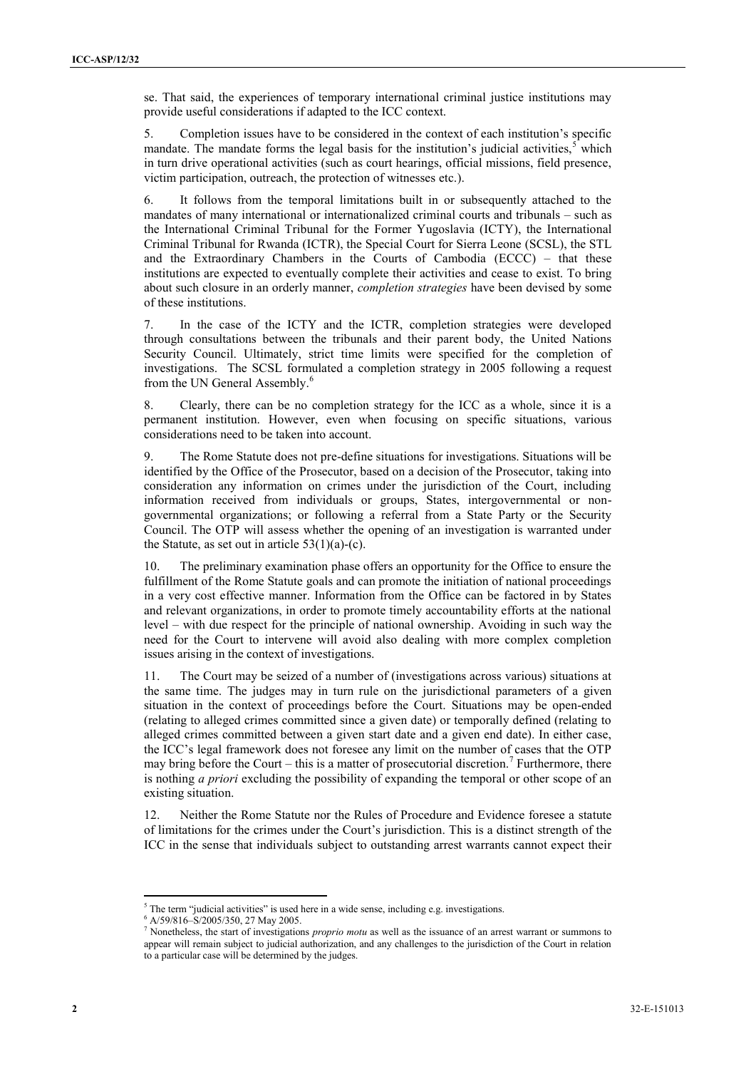se. That said, the experiences of temporary international criminal justice institutions may provide useful considerations if adapted to the ICC context.

5. Completion issues have to be considered in the context of each institution's specific mandate. The mandate forms the legal basis for the institution's judicial activities,[5] which in turn drive operational activities (such as court hearings, official missions, field presence, victim participation, outreach, the protection of witnesses etc.).

6. It follows from the temporal limitations built in or subsequently attached to the mandates of many international or internationalized criminal courts and tribunals – such as the International Criminal Tribunal for the Former Yugoslavia (ICTY), the International Criminal Tribunal for Rwanda (ICTR), the Special Court for Sierra Leone (SCSL), the STL and the Extraordinary Chambers in the Courts of Cambodia (ECCC) – that these institutions are expected to eventually complete their activities and cease to exist. To bring about such closure in an orderly manner, *completion strategies* have been devised by some of these institutions.

7. In the case of the ICTY and the ICTR, completion strategies were developed through consultations between the tribunals and their parent body, the United Nations Security Council. Ultimately, strict time limits were specified for the completion of investigations. The SCSL formulated a completion strategy in 2005 following a request from the UN General Assembly.[6]

8. Clearly, there can be no completion strategy for the ICC as a whole, since it is a permanent institution. However, even when focusing on specific situations, various considerations need to be taken into account.

9. The Rome Statute does not pre-define situations for investigations. Situations will be identified by the Office of the Prosecutor, based on a decision of the Prosecutor, taking into consideration any information on crimes under the jurisdiction of the Court, including information received from individuals or groups, States, intergovernmental or non-governmental organizations; or following a referral from a State Party or the Security Council. The OTP will assess whether the opening of an investigation is warranted under the Statute, as set out in article 53(1)(a)-(c).

10. The preliminary examination phase offers an opportunity for the Office to ensure the fulfillment of the Rome Statute goals and can promote the initiation of national proceedings in a very cost effective manner. Information from the Office can be factored in by States and relevant organizations, in order to promote timely accountability efforts at the national level – with due respect for the principle of national ownership. Avoiding in such way the need for the Court to intervene will avoid also dealing with more complex completion issues arising in the context of investigations.

11. The Court may be seized of a number of (investigations across various) situations at the same time. The judges may in turn rule on the jurisdictional parameters of a given situation in the context of proceedings before the Court. Situations may be open-ended (relating to alleged crimes committed since a given date) or temporally defined (relating to alleged crimes committed between a given start date and a given end date). In either case, the ICC's legal framework does not foresee any limit on the number of cases that the OTP may bring before the Court – this is a matter of prosecutorial discretion.[7] Furthermore, there is nothing *a priori* excluding the possibility of expanding the temporal or other scope of an existing situation.

12. Neither the Rome Statute nor the Rules of Procedure and Evidence foresee a statute of limitations for the crimes under the Court's jurisdiction. This is a distinct strength of the ICC in the sense that individuals subject to outstanding arrest warrants cannot expect their

---

[5] The term "judicial activities" is used here in a wide sense, including e.g. investigations.

[6] A/59/816–S/2005/350, 27 May 2005.

[7] Nonetheless, the start of investigations *proprio motu* as well as the issuance of an arrest warrant or summons to appear will remain subject to judicial authorization, and any challenges to the jurisdiction of the Court in relation to a particular case will be determined by the judges.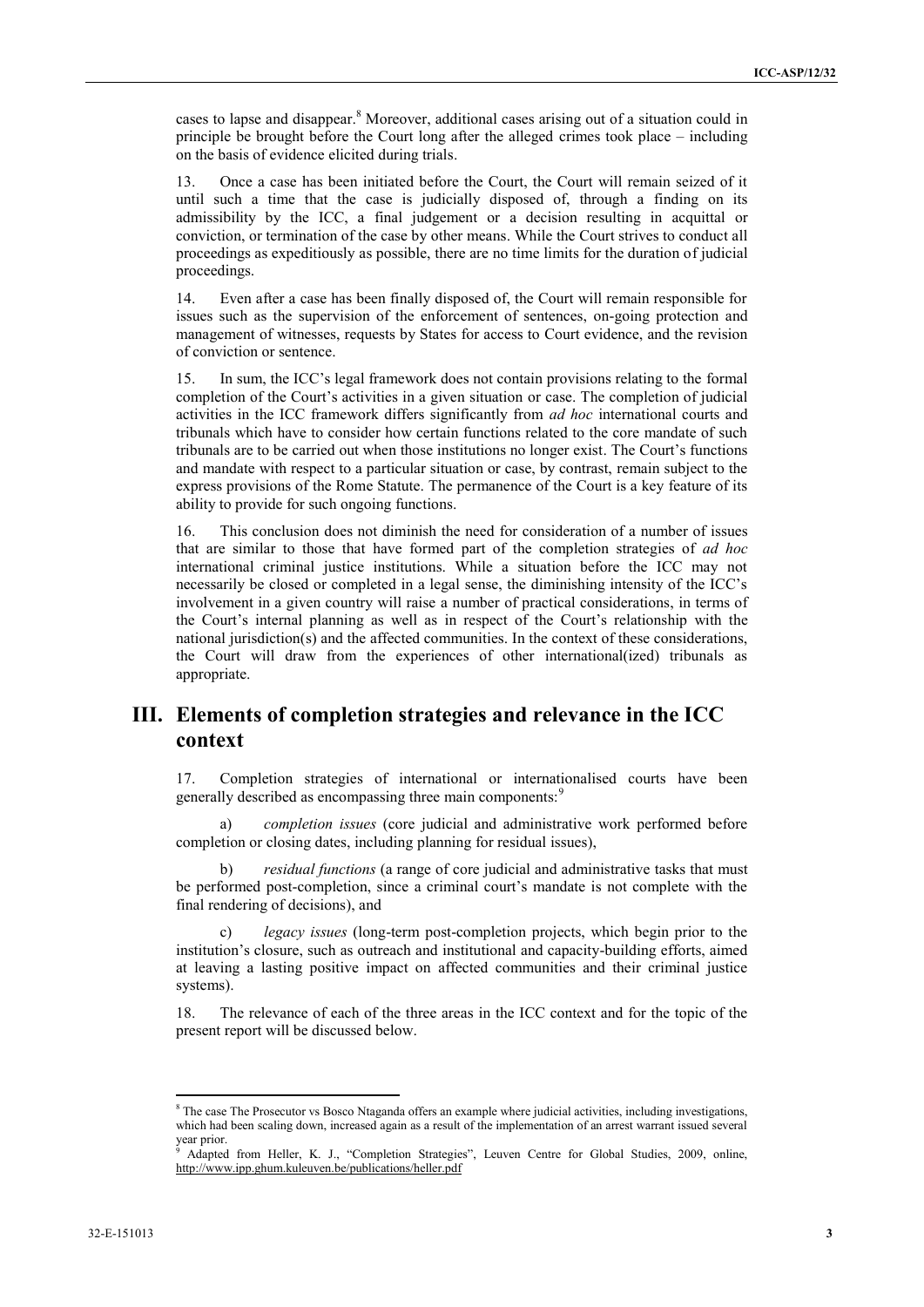cases to lapse and disappear.[8] Moreover, additional cases arising out of a situation could in principle be brought before the Court long after the alleged crimes took place – including on the basis of evidence elicited during trials.

13. Once a case has been initiated before the Court, the Court will remain seized of it until such a time that the case is judicially disposed of, through a finding on its admissibility by the ICC, a final judgement or a decision resulting in acquittal or conviction, or termination of the case by other means. While the Court strives to conduct all proceedings as expeditiously as possible, there are no time limits for the duration of judicial proceedings.

14. Even after a case has been finally disposed of, the Court will remain responsible for issues such as the supervision of the enforcement of sentences, on-going protection and management of witnesses, requests by States for access to Court evidence, and the revision of conviction or sentence.

15. In sum, the ICC's legal framework does not contain provisions relating to the formal completion of the Court's activities in a given situation or case. The completion of judicial activities in the ICC framework differs significantly from *ad hoc* international courts and tribunals which have to consider how certain functions related to the core mandate of such tribunals are to be carried out when those institutions no longer exist. The Court's functions and mandate with respect to a particular situation or case, by contrast, remain subject to the express provisions of the Rome Statute. The permanence of the Court is a key feature of its ability to provide for such ongoing functions.

16. This conclusion does not diminish the need for consideration of a number of issues that are similar to those that have formed part of the completion strategies of *ad hoc* international criminal justice institutions. While a situation before the ICC may not necessarily be closed or completed in a legal sense, the diminishing intensity of the ICC's involvement in a given country will raise a number of practical considerations, in terms of the Court's internal planning as well as in respect of the Court's relationship with the national jurisdiction(s) and the affected communities. In the context of these considerations, the Court will draw from the experiences of other international(ized) tribunals as appropriate.

## III. Elements of completion strategies and relevance in the ICC context

17. Completion strategies of international or internationalised courts have been generally described as encompassing three main components:[9]

a) *completion issues* (core judicial and administrative work performed before completion or closing dates, including planning for residual issues),

b) *residual functions* (a range of core judicial and administrative tasks that must be performed post-completion, since a criminal court's mandate is not complete with the final rendering of decisions), and

c) *legacy issues* (long-term post-completion projects, which begin prior to the institution's closure, such as outreach and institutional and capacity-building efforts, aimed at leaving a lasting positive impact on affected communities and their criminal justice systems).

18. The relevance of each of the three areas in the ICC context and for the topic of the present report will be discussed below.

---

[8] The case The Prosecutor vs Bosco Ntaganda offers an example where judicial activities, including investigations, which had been scaling down, increased again as a result of the implementation of an arrest warrant issued several year prior.

[9] Adapted from Heller, K. J., "Completion Strategies", Leuven Centre for Global Studies, 2009, online, http://www.ipp.ghum.kuleuven.be/publications/heller.pdf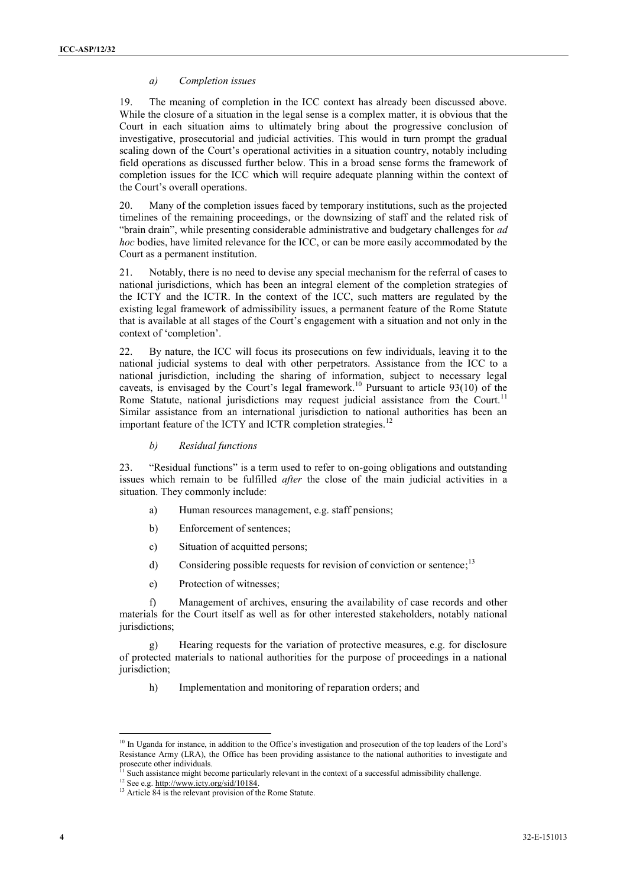### *a) Completion issues*

19. The meaning of completion in the ICC context has already been discussed above. While the closure of a situation in the legal sense is a complex matter, it is obvious that the Court in each situation aims to ultimately bring about the progressive conclusion of investigative, prosecutorial and judicial activities. This would in turn prompt the gradual scaling down of the Court's operational activities in a situation country, notably including field operations as discussed further below. This in a broad sense forms the framework of completion issues for the ICC which will require adequate planning within the context of the Court's overall operations.

20. Many of the completion issues faced by temporary institutions, such as the projected timelines of the remaining proceedings, or the downsizing of staff and the related risk of "brain drain", while presenting considerable administrative and budgetary challenges for *ad hoc* bodies, have limited relevance for the ICC, or can be more easily accommodated by the Court as a permanent institution.

21. Notably, there is no need to devise any special mechanism for the referral of cases to national jurisdictions, which has been an integral element of the completion strategies of the ICTY and the ICTR. In the context of the ICC, such matters are regulated by the existing legal framework of admissibility issues, a permanent feature of the Rome Statute that is available at all stages of the Court's engagement with a situation and not only in the context of 'completion'.

22. By nature, the ICC will focus its prosecutions on few individuals, leaving it to the national judicial systems to deal with other perpetrators. Assistance from the ICC to a national jurisdiction, including the sharing of information, subject to necessary legal caveats, is envisaged by the Court's legal framework.[10] Pursuant to article 93(10) of the Rome Statute, national jurisdictions may request judicial assistance from the Court.[11] Similar assistance from an international jurisdiction to national authorities has been an important feature of the ICTY and ICTR completion strategies.[12]

### *b) Residual functions*

23. "Residual functions" is a term used to refer to on-going obligations and outstanding issues which remain to be fulfilled *after* the close of the main judicial activities in a situation. They commonly include:

a) Human resources management, e.g. staff pensions;

b) Enforcement of sentences;

c) Situation of acquitted persons;

d) Considering possible requests for revision of conviction or sentence;[13]

e) Protection of witnesses;

f) Management of archives, ensuring the availability of case records and other materials for the Court itself as well as for other interested stakeholders, notably national jurisdictions;

g) Hearing requests for the variation of protective measures, e.g. for disclosure of protected materials to national authorities for the purpose of proceedings in a national jurisdiction;

h) Implementation and monitoring of reparation orders; and

---

[10] In Uganda for instance, in addition to the Office's investigation and prosecution of the top leaders of the Lord's Resistance Army (LRA), the Office has been providing assistance to the national authorities to investigate and prosecute other individuals.

[11] Such assistance might become particularly relevant in the context of a successful admissibility challenge.

[12] See e.g. http://www.icty.org/sid/10184.

[13] Article 84 is the relevant provision of the Rome Statute.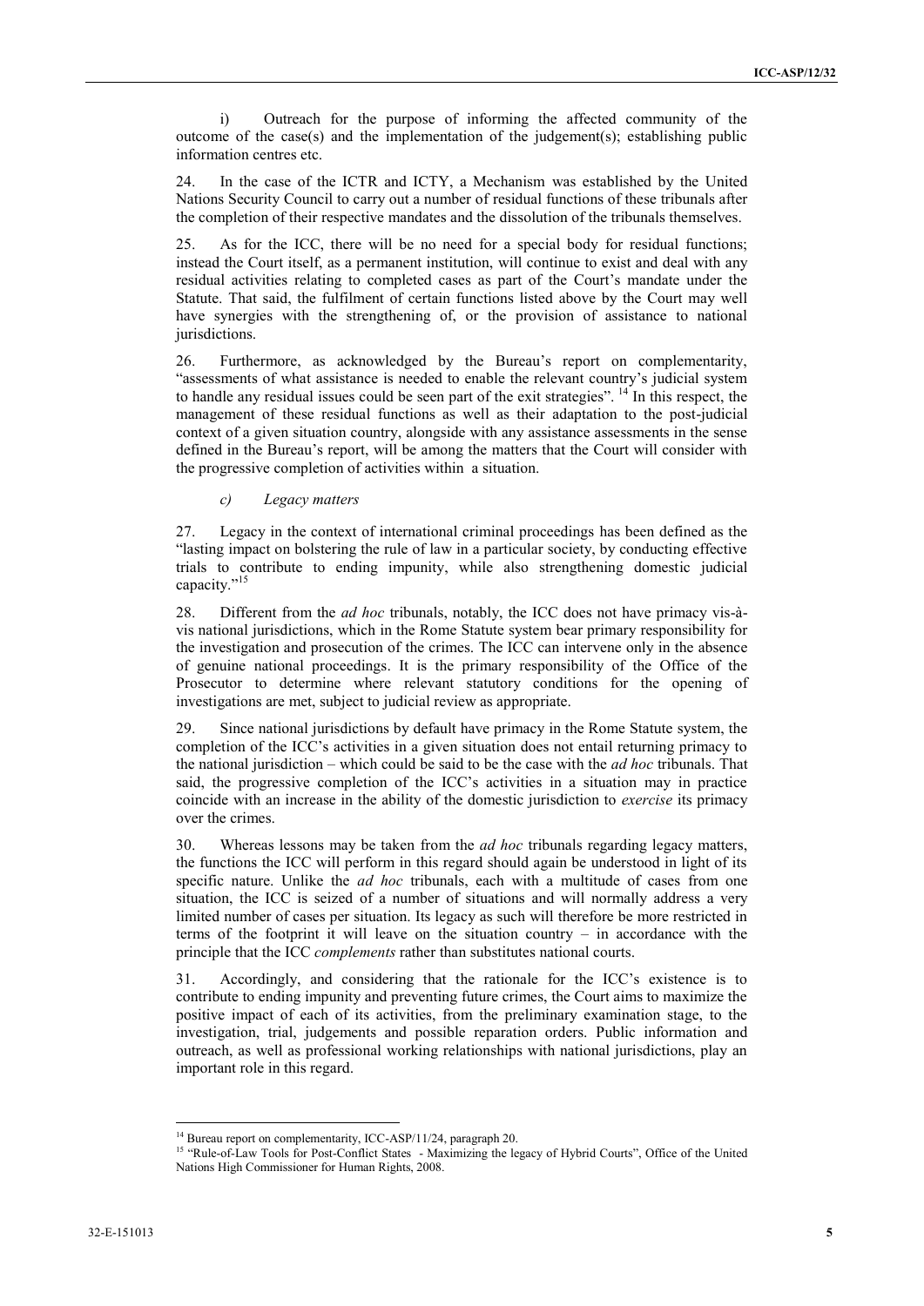i) Outreach for the purpose of informing the affected community of the outcome of the case(s) and the implementation of the judgement(s); establishing public information centres etc.

24. In the case of the ICTR and ICTY, a Mechanism was established by the United Nations Security Council to carry out a number of residual functions of these tribunals after the completion of their respective mandates and the dissolution of the tribunals themselves.

25. As for the ICC, there will be no need for a special body for residual functions; instead the Court itself, as a permanent institution, will continue to exist and deal with any residual activities relating to completed cases as part of the Court's mandate under the Statute. That said, the fulfilment of certain functions listed above by the Court may well have synergies with the strengthening of, or the provision of assistance to national jurisdictions.

26. Furthermore, as acknowledged by the Bureau's report on complementarity, "assessments of what assistance is needed to enable the relevant country's judicial system to handle any residual issues could be seen part of the exit strategies".[14] In this respect, the management of these residual functions as well as their adaptation to the post-judicial context of a given situation country, alongside with any assistance assessments in the sense defined in the Bureau's report, will be among the matters that the Court will consider with the progressive completion of activities within a situation.

### *c) Legacy matters*

27. Legacy in the context of international criminal proceedings has been defined as the "lasting impact on bolstering the rule of law in a particular society, by conducting effective trials to contribute to ending impunity, while also strengthening domestic judicial capacity."[15]

28. Different from the *ad hoc* tribunals, notably, the ICC does not have primacy vis-à-vis national jurisdictions, which in the Rome Statute system bear primary responsibility for the investigation and prosecution of the crimes. The ICC can intervene only in the absence of genuine national proceedings. It is the primary responsibility of the Office of the Prosecutor to determine where relevant statutory conditions for the opening of investigations are met, subject to judicial review as appropriate.

29. Since national jurisdictions by default have primacy in the Rome Statute system, the completion of the ICC's activities in a given situation does not entail returning primacy to the national jurisdiction – which could be said to be the case with the *ad hoc* tribunals. That said, the progressive completion of the ICC's activities in a situation may in practice coincide with an increase in the ability of the domestic jurisdiction to *exercise* its primacy over the crimes.

30. Whereas lessons may be taken from the *ad hoc* tribunals regarding legacy matters, the functions the ICC will perform in this regard should again be understood in light of its specific nature. Unlike the *ad hoc* tribunals, each with a multitude of cases from one situation, the ICC is seized of a number of situations and will normally address a very limited number of cases per situation. Its legacy as such will therefore be more restricted in terms of the footprint it will leave on the situation country – in accordance with the principle that the ICC *complements* rather than substitutes national courts.

31. Accordingly, and considering that the rationale for the ICC's existence is to contribute to ending impunity and preventing future crimes, the Court aims to maximize the positive impact of each of its activities, from the preliminary examination stage, to the investigation, trial, judgements and possible reparation orders. Public information and outreach, as well as professional working relationships with national jurisdictions, play an important role in this regard.

---

[14] Bureau report on complementarity, ICC-ASP/11/24, paragraph 20.

[15] "Rule-of-Law Tools for Post-Conflict States - Maximizing the legacy of Hybrid Courts", Office of the United Nations High Commissioner for Human Rights, 2008.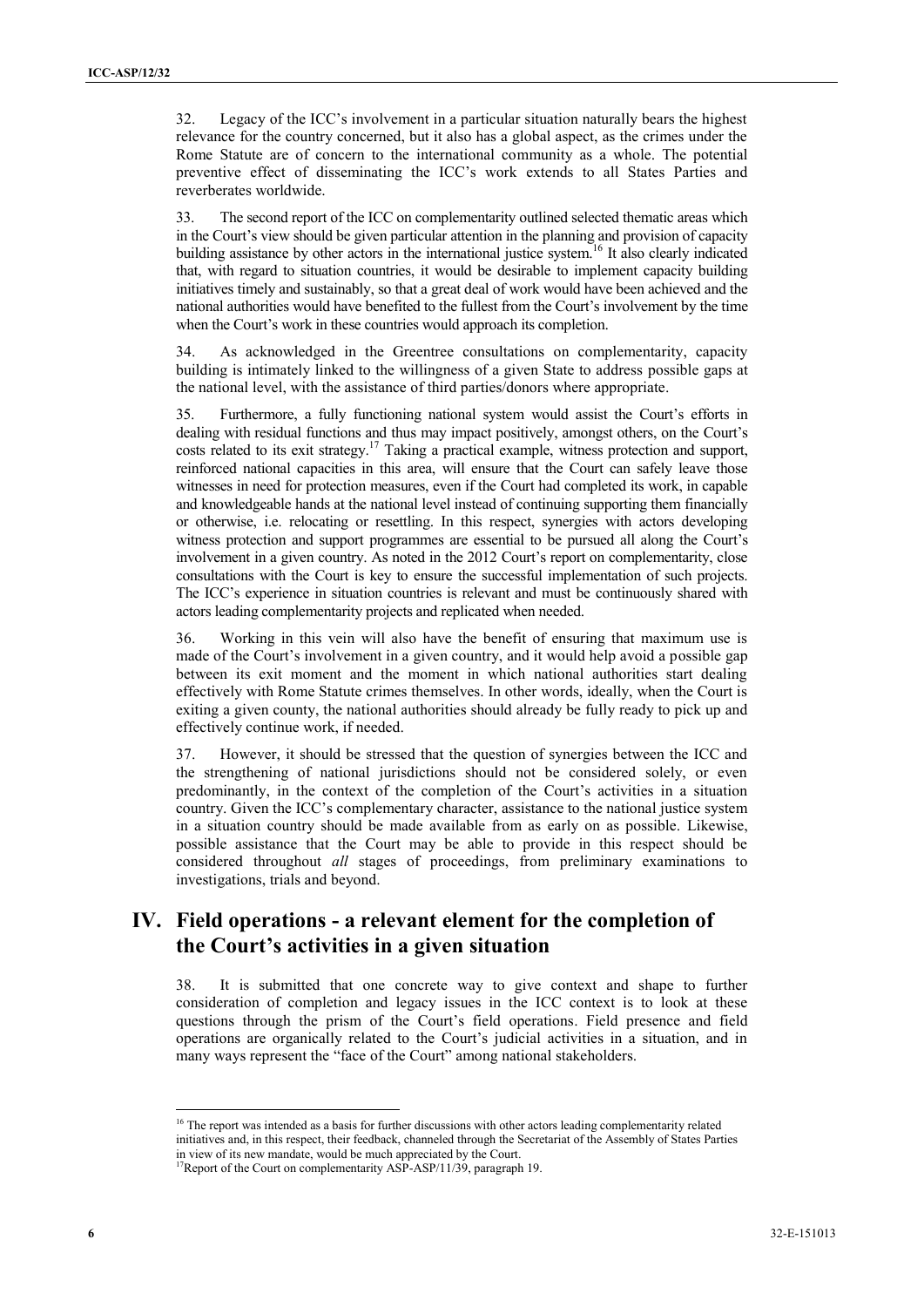32. Legacy of the ICC's involvement in a particular situation naturally bears the highest relevance for the country concerned, but it also has a global aspect, as the crimes under the Rome Statute are of concern to the international community as a whole. The potential preventive effect of disseminating the ICC's work extends to all States Parties and reverberates worldwide.

33. The second report of the ICC on complementarity outlined selected thematic areas which in the Court's view should be given particular attention in the planning and provision of capacity building assistance by other actors in the international justice system.[16] It also clearly indicated that, with regard to situation countries, it would be desirable to implement capacity building initiatives timely and sustainably, so that a great deal of work would have been achieved and the national authorities would have benefited to the fullest from the Court's involvement by the time when the Court's work in these countries would approach its completion.

34. As acknowledged in the Greentree consultations on complementarity, capacity building is intimately linked to the willingness of a given State to address possible gaps at the national level, with the assistance of third parties/donors where appropriate.

35. Furthermore, a fully functioning national system would assist the Court's efforts in dealing with residual functions and thus may impact positively, amongst others, on the Court's costs related to its exit strategy.[17] Taking a practical example, witness protection and support, reinforced national capacities in this area, will ensure that the Court can safely leave those witnesses in need for protection measures, even if the Court had completed its work, in capable and knowledgeable hands at the national level instead of continuing supporting them financially or otherwise, i.e. relocating or resettling. In this respect, synergies with actors developing witness protection and support programmes are essential to be pursued all along the Court's involvement in a given country. As noted in the 2012 Court's report on complementarity, close consultations with the Court is key to ensure the successful implementation of such projects. The ICC's experience in situation countries is relevant and must be continuously shared with actors leading complementarity projects and replicated when needed.

36. Working in this vein will also have the benefit of ensuring that maximum use is made of the Court's involvement in a given country, and it would help avoid a possible gap between its exit moment and the moment in which national authorities start dealing effectively with Rome Statute crimes themselves. In other words, ideally, when the Court is exiting a given county, the national authorities should already be fully ready to pick up and effectively continue work, if needed.

37. However, it should be stressed that the question of synergies between the ICC and the strengthening of national jurisdictions should not be considered solely, or even predominantly, in the context of the completion of the Court's activities in a situation country. Given the ICC's complementary character, assistance to the national justice system in a situation country should be made available from as early on as possible. Likewise, possible assistance that the Court may be able to provide in this respect should be considered throughout *all* stages of proceedings, from preliminary examinations to investigations, trials and beyond.

## IV. Field operations - a relevant element for the completion of the Court's activities in a given situation

38. It is submitted that one concrete way to give context and shape to further consideration of completion and legacy issues in the ICC context is to look at these questions through the prism of the Court's field operations. Field presence and field operations are organically related to the Court's judicial activities in a situation, and in many ways represent the "face of the Court" among national stakeholders.

---

[16] The report was intended as a basis for further discussions with other actors leading complementarity related initiatives and, in this respect, their feedback, channeled through the Secretariat of the Assembly of States Parties in view of its new mandate, would be much appreciated by the Court.

[17] Report of the Court on complementarity ASP-ASP/11/39, paragraph 19.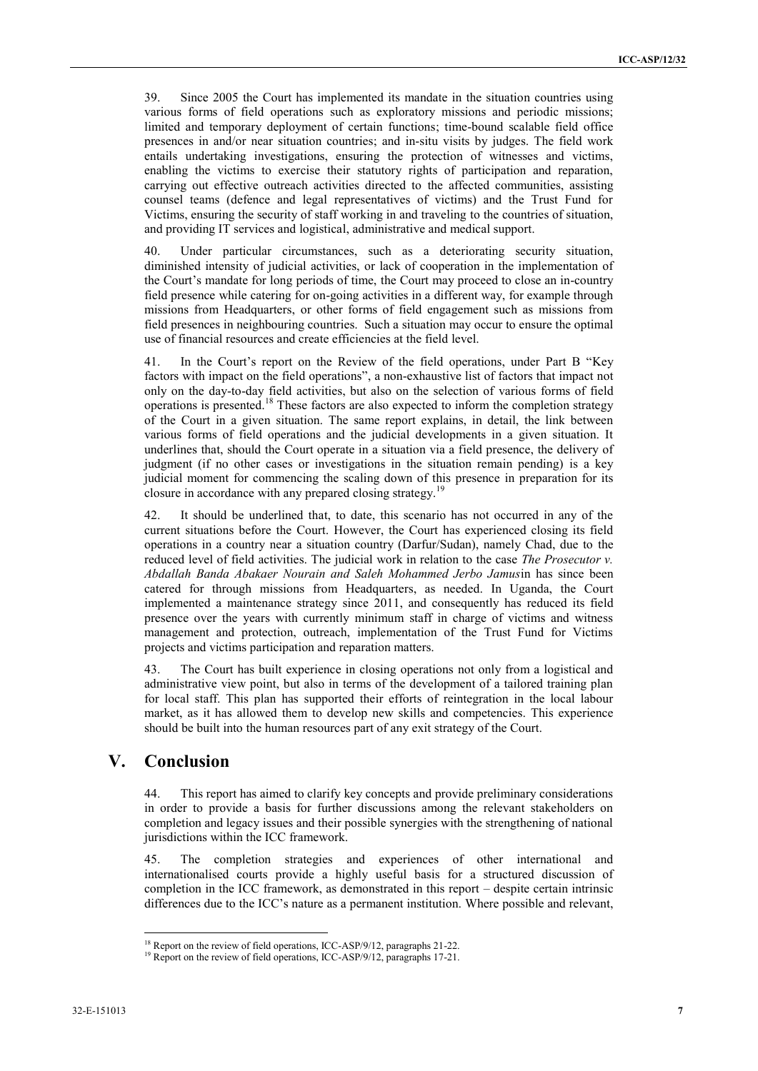39. Since 2005 the Court has implemented its mandate in the situation countries using various forms of field operations such as exploratory missions and periodic missions; limited and temporary deployment of certain functions; time-bound scalable field office presences in and/or near situation countries; and in-situ visits by judges. The field work entails undertaking investigations, ensuring the protection of witnesses and victims, enabling the victims to exercise their statutory rights of participation and reparation, carrying out effective outreach activities directed to the affected communities, assisting counsel teams (defence and legal representatives of victims) and the Trust Fund for Victims, ensuring the security of staff working in and traveling to the countries of situation, and providing IT services and logistical, administrative and medical support.

40. Under particular circumstances, such as a deteriorating security situation, diminished intensity of judicial activities, or lack of cooperation in the implementation of the Court's mandate for long periods of time, the Court may proceed to close an in-country field presence while catering for on-going activities in a different way, for example through missions from Headquarters, or other forms of field engagement such as missions from field presences in neighbouring countries. Such a situation may occur to ensure the optimal use of financial resources and create efficiencies at the field level.

41. In the Court's report on the Review of the field operations, under Part B "Key factors with impact on the field operations", a non-exhaustive list of factors that impact not only on the day-to-day field activities, but also on the selection of various forms of field operations is presented.[18] These factors are also expected to inform the completion strategy of the Court in a given situation. The same report explains, in detail, the link between various forms of field operations and the judicial developments in a given situation. It underlines that, should the Court operate in a situation via a field presence, the delivery of judgment (if no other cases or investigations in the situation remain pending) is a key judicial moment for commencing the scaling down of this presence in preparation for its closure in accordance with any prepared closing strategy.[19]

42. It should be underlined that, to date, this scenario has not occurred in any of the current situations before the Court. However, the Court has experienced closing its field operations in a country near a situation country (Darfur/Sudan), namely Chad, due to the reduced level of field activities. The judicial work in relation to the case *The Prosecutor v. Abdallah Banda Abakaer Nourain and Saleh Mohammed Jerbo Jamus*in has since been catered for through missions from Headquarters, as needed. In Uganda, the Court implemented a maintenance strategy since 2011, and consequently has reduced its field presence over the years with currently minimum staff in charge of victims and witness management and protection, outreach, implementation of the Trust Fund for Victims projects and victims participation and reparation matters.

43. The Court has built experience in closing operations not only from a logistical and administrative view point, but also in terms of the development of a tailored training plan for local staff. This plan has supported their efforts of reintegration in the local labour market, as it has allowed them to develop new skills and competencies. This experience should be built into the human resources part of any exit strategy of the Court.

# V. Conclusion

44. This report has aimed to clarify key concepts and provide preliminary considerations in order to provide a basis for further discussions among the relevant stakeholders on completion and legacy issues and their possible synergies with the strengthening of national jurisdictions within the ICC framework.

45. The completion strategies and experiences of other international and internationalised courts provide a highly useful basis for a structured discussion of completion in the ICC framework, as demonstrated in this report – despite certain intrinsic differences due to the ICC's nature as a permanent institution. Where possible and relevant,

[18] Report on the review of field operations, ICC-ASP/9/12, paragraphs 21-22.
[19] Report on the review of field operations, ICC-ASP/9/12, paragraphs 17-21.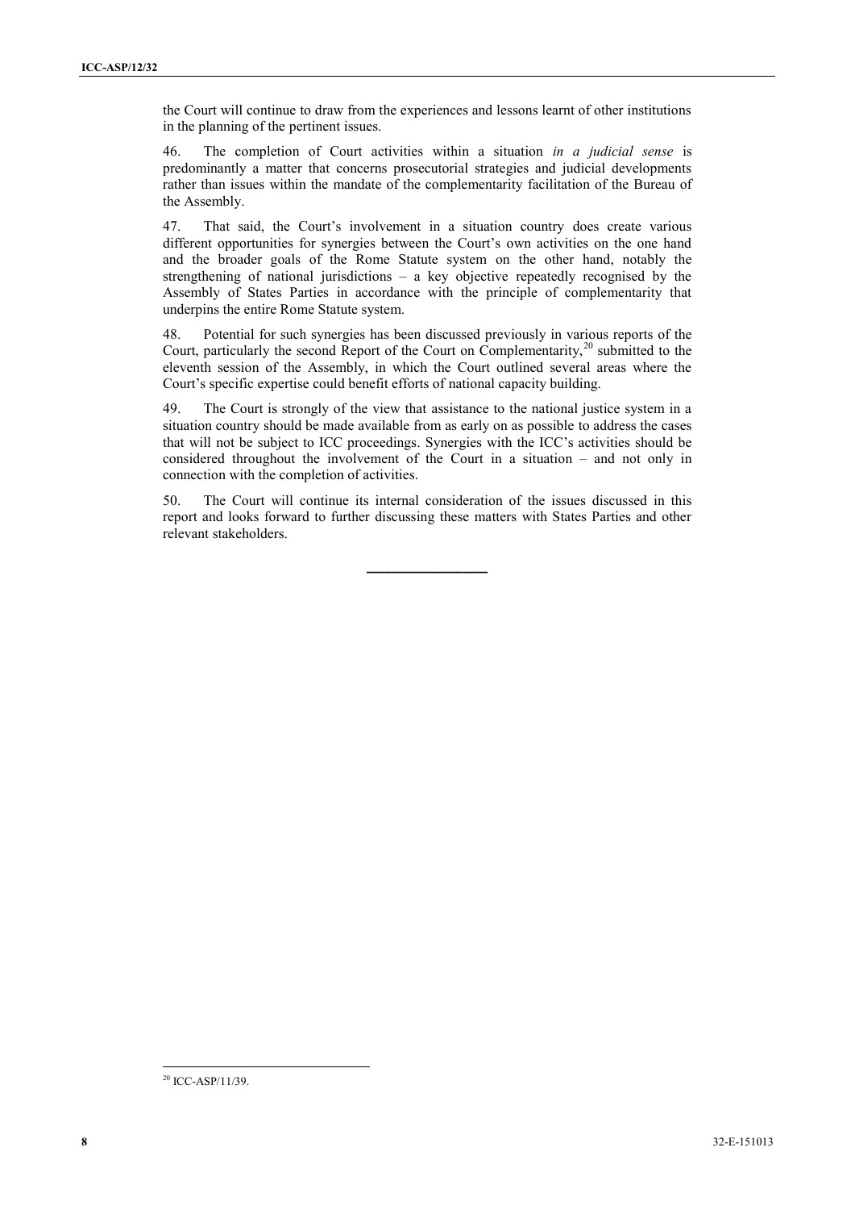the Court will continue to draw from the experiences and lessons learnt of other institutions in the planning of the pertinent issues.

46. The completion of Court activities within a situation *in a judicial sense* is predominantly a matter that concerns prosecutorial strategies and judicial developments rather than issues within the mandate of the complementarity facilitation of the Bureau of the Assembly.

47. That said, the Court's involvement in a situation country does create various different opportunities for synergies between the Court's own activities on the one hand and the broader goals of the Rome Statute system on the other hand, notably the strengthening of national jurisdictions – a key objective repeatedly recognised by the Assembly of States Parties in accordance with the principle of complementarity that underpins the entire Rome Statute system.

48. Potential for such synergies has been discussed previously in various reports of the Court, particularly the second Report of the Court on Complementarity,[20] submitted to the eleventh session of the Assembly, in which the Court outlined several areas where the Court's specific expertise could benefit efforts of national capacity building.

49. The Court is strongly of the view that assistance to the national justice system in a situation country should be made available from as early on as possible to address the cases that will not be subject to ICC proceedings. Synergies with the ICC's activities should be considered throughout the involvement of the Court in a situation – and not only in connection with the completion of activities.

50. The Court will continue its internal consideration of the issues discussed in this report and looks forward to further discussing these matters with States Parties and other relevant stakeholders.

---

[20] ICC-ASP/11/39.